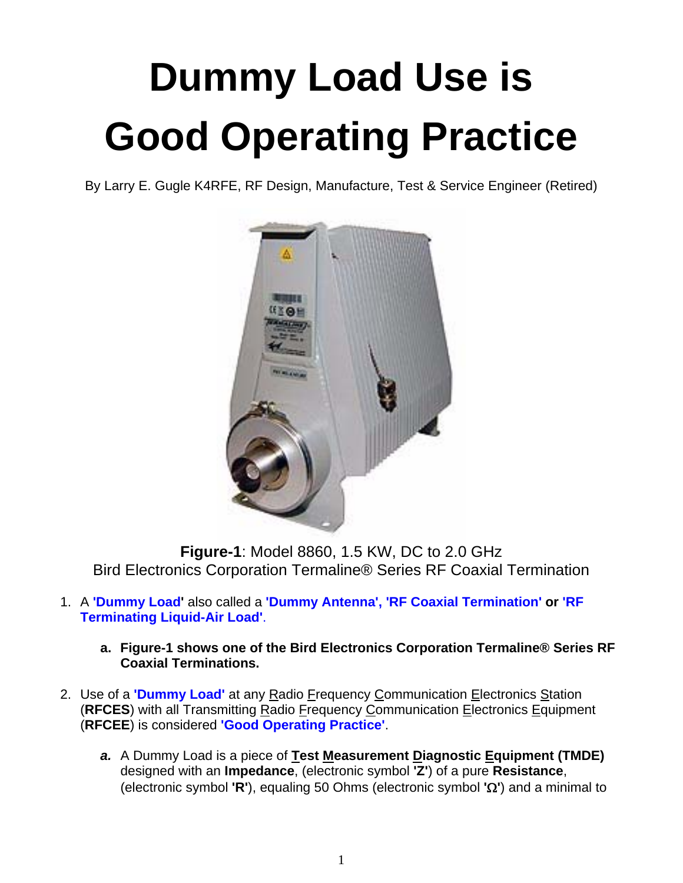# Dummy Load Use is Good Operating Practice

By Larry E. Gugle K4RFE, RF Design, Manufacture, Test & Service Engineer (Retired)

**Figure-1**: Model 8860, 1.5 KW, DC to 2.0 GHz
Bird Electronics Corporation Termaline® Series RF Coaxial Termination

1. A **'Dummy Load'** also called a **'Dummy Antenna', 'RF Coaxial Termination'** **or** **'RF Terminating Liquid-Air Load'**.

    a. **Figure-1 shows one of the Bird Electronics Corporation Termaline® Series RF Coaxial Terminations.**

2. Use of a **'Dummy Load'** at any Radio Frequency Communication Electronics Station (**RFCES**) with all Transmitting Radio Frequency Communication Electronics Equipment (**RFCEE**) is considered **'Good Operating Practice'**.

    ***a.*** A Dummy Load is a piece of **Test Measurement Diagnostic Equipment (TMDE)** designed with an **Impedance**, (electronic symbol **'Z'**) of a pure **Resistance**, (electronic symbol **'R'**), equaling 50 Ohms (electronic symbol **'Ω'**) and a minimal to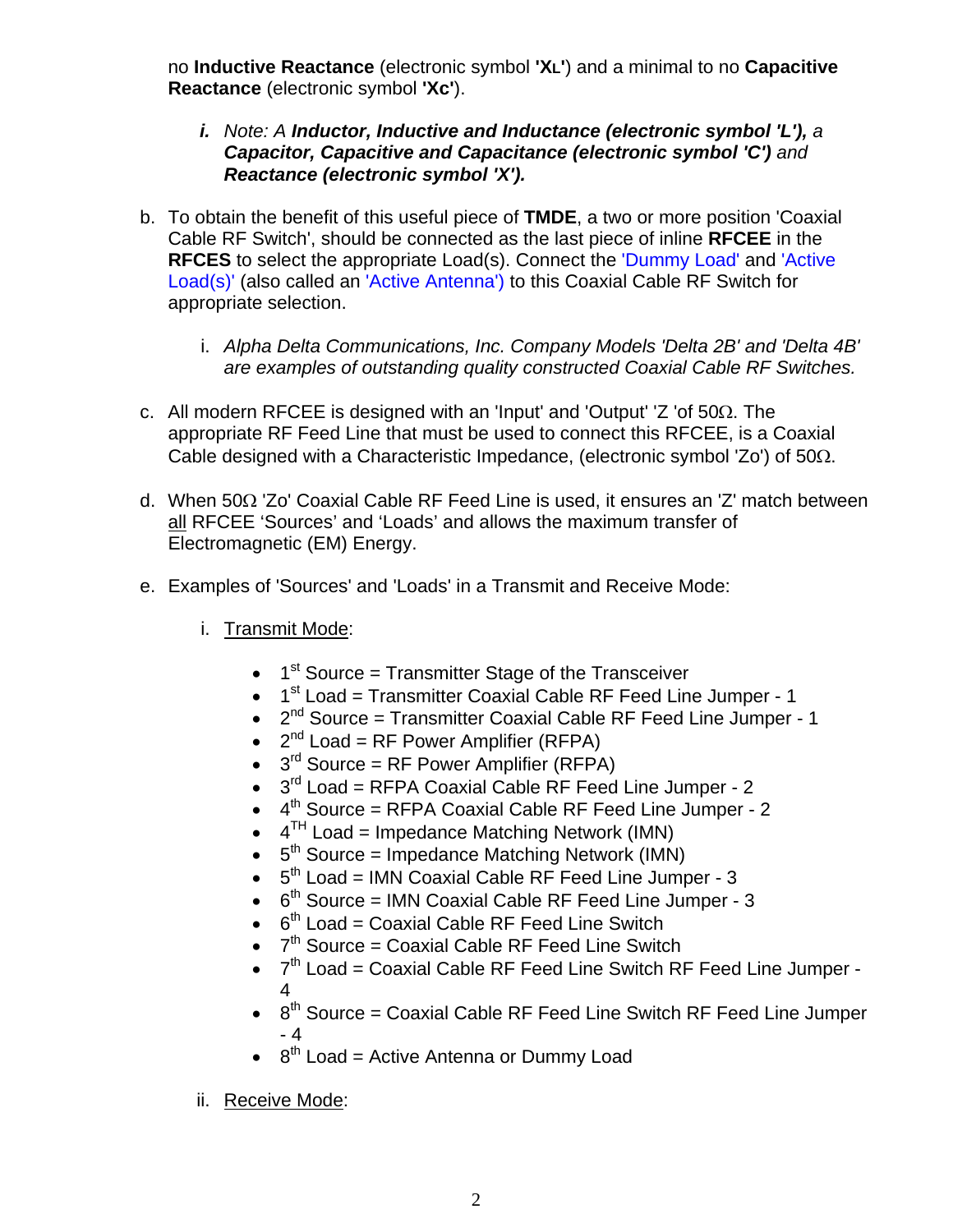no **Inductive Reactance** (electronic symbol **'$X_L$'**) and a minimal to no **Capacitive Reactance** (electronic symbol **'Xc'**).

   ***i.*** *Note: A **Inductor, Inductive and Inductance (electronic symbol 'L'),** a **Capacitor, Capacitive and Capacitance (electronic symbol 'C')** and **Reactance (electronic symbol 'X').***

b. To obtain the benefit of this useful piece of **TMDE**, a two or more position 'Coaxial Cable RF Switch', should be connected as the last piece of inline **RFCEE** in the **RFCES** to select the appropriate Load(s). Connect the 'Dummy Load' and 'Active Load(s)' (also called an 'Active Antenna') to this Coaxial Cable RF Switch for appropriate selection.

   i. *Alpha Delta Communications, Inc. Company Models 'Delta 2B' and 'Delta 4B' are examples of outstanding quality constructed Coaxial Cable RF Switches.*

c. All modern RFCEE is designed with an 'Input' and 'Output' 'Z 'of 50Ω. The appropriate RF Feed Line that must be used to connect this RFCEE, is a Coaxial Cable designed with a Characteristic Impedance, (electronic symbol 'Zo') of 50Ω.

d. When 50Ω 'Zo' Coaxial Cable RF Feed Line is used, it ensures an 'Z' match between <u>all</u> RFCEE 'Sources' and 'Loads' and allows the maximum transfer of Electromagnetic (EM) Energy.

e. Examples of 'Sources' and 'Loads' in a Transmit and Receive Mode:

   i. <u>Transmit Mode</u>:

      - 1st Source = Transmitter Stage of the Transceiver
      - 1st Load = Transmitter Coaxial Cable RF Feed Line Jumper - 1
      - 2nd Source = Transmitter Coaxial Cable RF Feed Line Jumper - 1
      - 2nd Load = RF Power Amplifier (RFPA)
      - 3rd Source = RF Power Amplifier (RFPA)
      - 3rd Load = RFPA Coaxial Cable RF Feed Line Jumper - 2
      - 4th Source = RFPA Coaxial Cable RF Feed Line Jumper - 2
      - 4TH Load = Impedance Matching Network (IMN)
      - 5th Source = Impedance Matching Network (IMN)
      - 5th Load = IMN Coaxial Cable RF Feed Line Jumper - 3
      - 6th Source = IMN Coaxial Cable RF Feed Line Jumper - 3
      - 6th Load = Coaxial Cable RF Feed Line Switch
      - 7th Source = Coaxial Cable RF Feed Line Switch
      - 7th Load = Coaxial Cable RF Feed Line Switch RF Feed Line Jumper - 4
      - 8th Source = Coaxial Cable RF Feed Line Switch RF Feed Line Jumper - 4
      - 8th Load = Active Antenna or Dummy Load

   ii. <u>Receive Mode</u>: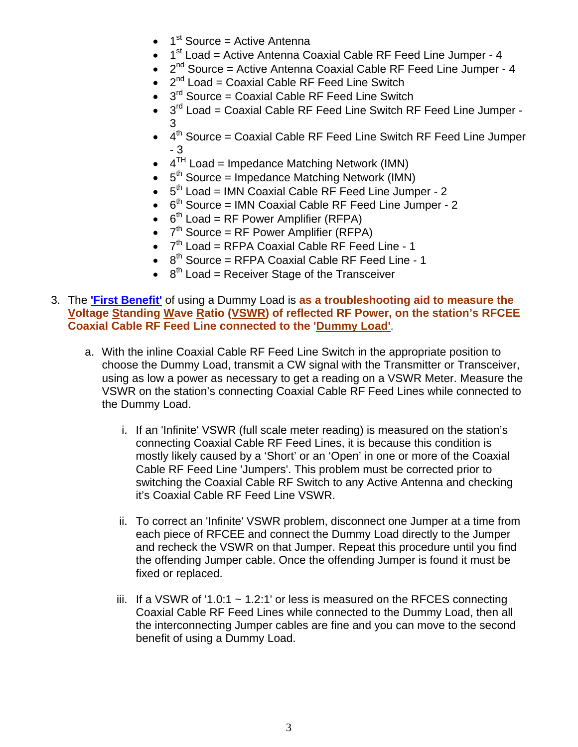- 1st Source = Active Antenna
- 1st Load = Active Antenna Coaxial Cable RF Feed Line Jumper - 4
- 2nd Source = Active Antenna Coaxial Cable RF Feed Line Jumper - 4
- 2nd Load = Coaxial Cable RF Feed Line Switch
- 3rd Source = Coaxial Cable RF Feed Line Switch
- 3rd Load = Coaxial Cable RF Feed Line Switch RF Feed Line Jumper - 3
- 4th Source = Coaxial Cable RF Feed Line Switch RF Feed Line Jumper - 3
- 4TH Load = Impedance Matching Network (IMN)
- 5th Source = Impedance Matching Network (IMN)
- 5th Load = IMN Coaxial Cable RF Feed Line Jumper - 2
- 6th Source = IMN Coaxial Cable RF Feed Line Jumper - 2
- 6th Load = RF Power Amplifier (RFPA)
- 7th Source = RF Power Amplifier (RFPA)
- 7th Load = RFPA Coaxial Cable RF Feed Line - 1
- 8th Source = RFPA Coaxial Cable RF Feed Line - 1
- 8th Load = Receiver Stage of the Transceiver

3. The **'First Benefit'** of using a Dummy Load is **as a troubleshooting aid to measure the Voltage Standing Wave Ratio (VSWR) of reflected RF Power, on the station's RFCEE Coaxial Cable RF Feed Line connected to the 'Dummy Load'**.

   a. With the inline Coaxial Cable RF Feed Line Switch in the appropriate position to choose the Dummy Load, transmit a CW signal with the Transmitter or Transceiver, using as low a power as necessary to get a reading on a VSWR Meter. Measure the VSWR on the station's connecting Coaxial Cable RF Feed Lines while connected to the Dummy Load.

      i. If an 'Infinite' VSWR (full scale meter reading) is measured on the station's connecting Coaxial Cable RF Feed Lines, it is because this condition is mostly likely caused by a 'Short' or an 'Open' in one or more of the Coaxial Cable RF Feed Line 'Jumpers'. This problem must be corrected prior to switching the Coaxial Cable RF Switch to any Active Antenna and checking it's Coaxial Cable RF Feed Line VSWR.

      ii. To correct an 'Infinite' VSWR problem, disconnect one Jumper at a time from each piece of RFCEE and connect the Dummy Load directly to the Jumper and recheck the VSWR on that Jumper. Repeat this procedure until you find the offending Jumper cable. Once the offending Jumper is found it must be fixed or replaced.

      iii. If a VSWR of '1.0:1 ~ 1.2:1' or less is measured on the RFCES connecting Coaxial Cable RF Feed Lines while connected to the Dummy Load, then all the interconnecting Jumper cables are fine and you can move to the second benefit of using a Dummy Load.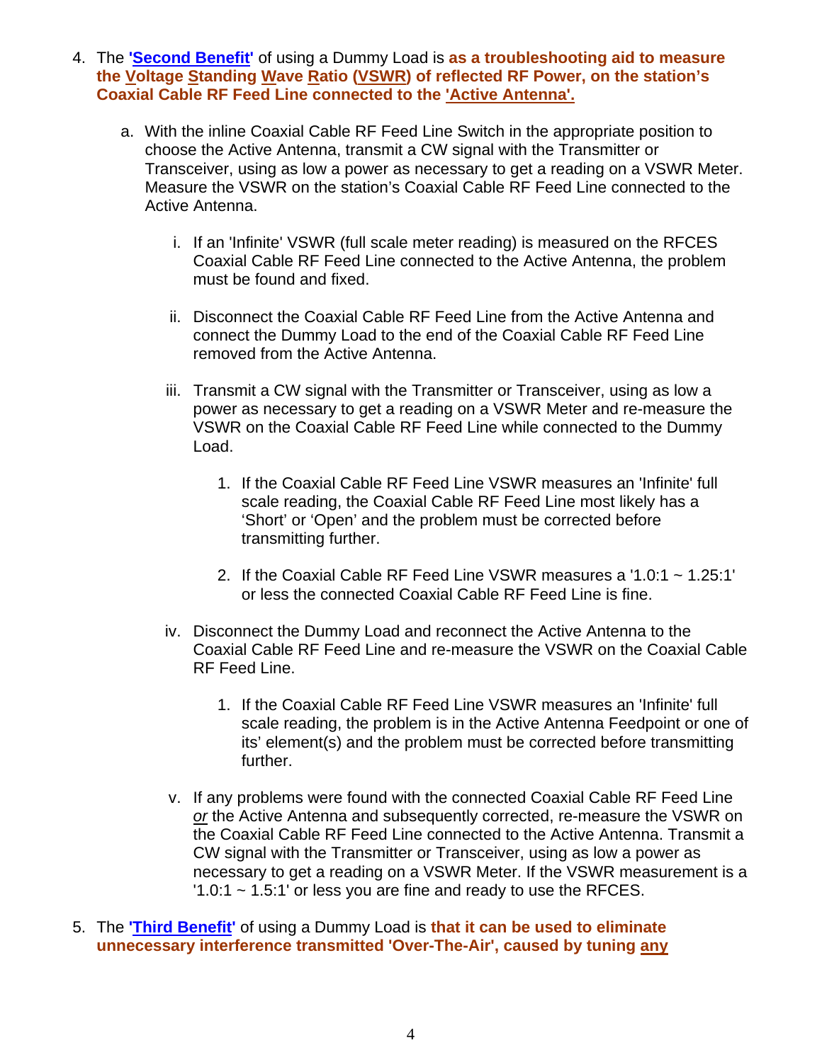4. The **'Second Benefit'** of using a Dummy Load is **as a troubleshooting aid to measure the Voltage Standing Wave Ratio (VSWR) of reflected RF Power, on the station's Coaxial Cable RF Feed Line connected to the 'Active Antenna'.**

   a. With the inline Coaxial Cable RF Feed Line Switch in the appropriate position to choose the Active Antenna, transmit a CW signal with the Transmitter or Transceiver, using as low a power as necessary to get a reading on a VSWR Meter. Measure the VSWR on the station's Coaxial Cable RF Feed Line connected to the Active Antenna.

      i. If an 'Infinite' VSWR (full scale meter reading) is measured on the RFCES Coaxial Cable RF Feed Line connected to the Active Antenna, the problem must be found and fixed.

      ii. Disconnect the Coaxial Cable RF Feed Line from the Active Antenna and connect the Dummy Load to the end of the Coaxial Cable RF Feed Line removed from the Active Antenna.

      iii. Transmit a CW signal with the Transmitter or Transceiver, using as low a power as necessary to get a reading on a VSWR Meter and re-measure the VSWR on the Coaxial Cable RF Feed Line while connected to the Dummy Load.

         1. If the Coaxial Cable RF Feed Line VSWR measures an 'Infinite' full scale reading, the Coaxial Cable RF Feed Line most likely has a 'Short' or 'Open' and the problem must be corrected before transmitting further.

         2. If the Coaxial Cable RF Feed Line VSWR measures a '1.0:1 ~ 1.25:1' or less the connected Coaxial Cable RF Feed Line is fine.

      iv. Disconnect the Dummy Load and reconnect the Active Antenna to the Coaxial Cable RF Feed Line and re-measure the VSWR on the Coaxial Cable RF Feed Line.

         1. If the Coaxial Cable RF Feed Line VSWR measures an 'Infinite' full scale reading, the problem is in the Active Antenna Feedpoint or one of its' element(s) and the problem must be corrected before transmitting further.

      v. If any problems were found with the connected Coaxial Cable RF Feed Line *or* the Active Antenna and subsequently corrected, re-measure the VSWR on the Coaxial Cable RF Feed Line connected to the Active Antenna. Transmit a CW signal with the Transmitter or Transceiver, using as low a power as necessary to get a reading on a VSWR Meter. If the VSWR measurement is a '1.0:1 ~ 1.5:1' or less you are fine and ready to use the RFCES.

5. The **'Third Benefit'** of using a Dummy Load is **that it can be used to eliminate unnecessary interference transmitted 'Over-The-Air', caused by tuning any**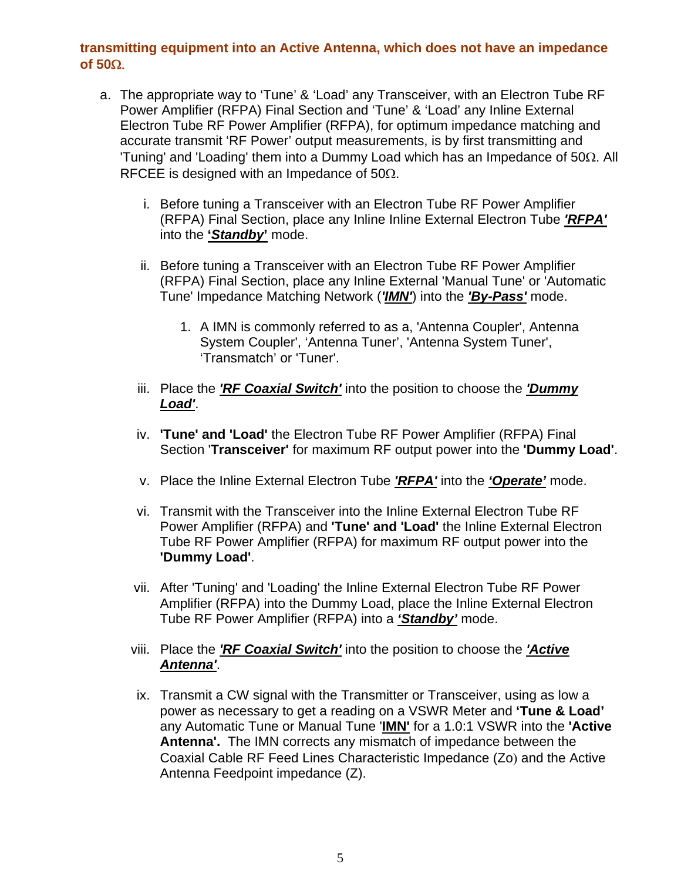**transmitting equipment into an Active Antenna, which does not have an impedance of 50Ω.**

a. The appropriate way to 'Tune' & 'Load' any Transceiver, with an Electron Tube RF Power Amplifier (RFPA) Final Section and 'Tune' & 'Load' any Inline External Electron Tube RF Power Amplifier (RFPA), for optimum impedance matching and accurate transmit 'RF Power' output measurements, is by first transmitting and 'Tuning' and 'Loading' them into a Dummy Load which has an Impedance of 50Ω. All RFCEE is designed with an Impedance of 50Ω.

   i. Before tuning a Transceiver with an Electron Tube RF Power Amplifier (RFPA) Final Section, place any Inline Inline External Electron Tube ***'RFPA'*** into the ***'Standby'*** mode.

   ii. Before tuning a Transceiver with an Electron Tube RF Power Amplifier (RFPA) Final Section, place any Inline External 'Manual Tune' or 'Automatic Tune' Impedance Matching Network (***'IMN'***) into the ***'By-Pass'*** mode.

      1. A IMN is commonly referred to as a, 'Antenna Coupler', Antenna System Coupler', 'Antenna Tuner', 'Antenna System Tuner', 'Transmatch' or 'Tuner'.

   iii. Place the ***'RF Coaxial Switch'*** into the position to choose the ***'Dummy Load'***.

   iv. **'Tune' and 'Load'** the Electron Tube RF Power Amplifier (RFPA) Final Section '**Transceiver'** for maximum RF output power into the **'Dummy Load'**.

   v. Place the Inline External Electron Tube ***'RFPA'*** into the ***'Operate'*** mode.

   vi. Transmit with the Transceiver into the Inline External Electron Tube RF Power Amplifier (RFPA) and **'Tune' and 'Load'** the Inline External Electron Tube RF Power Amplifier (RFPA) for maximum RF output power into the **'Dummy Load'**.

   vii. After 'Tuning' and 'Loading' the Inline External Electron Tube RF Power Amplifier (RFPA) into the Dummy Load, place the Inline External Electron Tube RF Power Amplifier (RFPA) into a ***'Standby'*** mode.

   viii. Place the ***'RF Coaxial Switch'*** into the position to choose the ***'Active Antenna'***.

   ix. Transmit a CW signal with the Transmitter or Transceiver, using as low a power as necessary to get a reading on a VSWR Meter and **'Tune & Load'** any Automatic Tune or Manual Tune '**IMN'** for a 1.0:1 VSWR into the **'Active Antenna'.** The IMN corrects any mismatch of impedance between the Coaxial Cable RF Feed Lines Characteristic Impedance ($Z_O$) and the Active Antenna Feedpoint impedance (Z).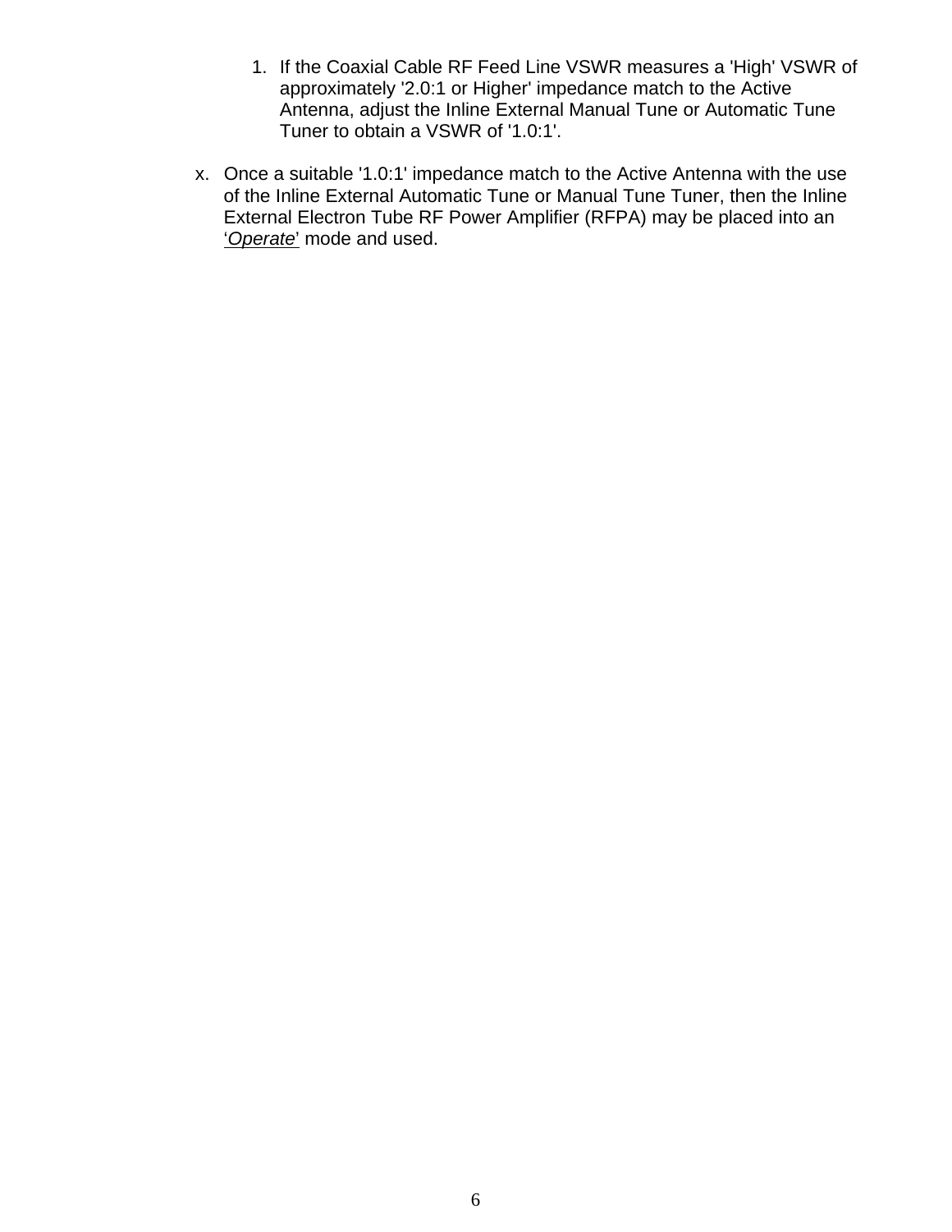1. If the Coaxial Cable RF Feed Line VSWR measures a 'High' VSWR of approximately '2.0:1 or Higher' impedance match to the Active Antenna, adjust the Inline External Manual Tune or Automatic Tune Tuner to obtain a VSWR of '1.0:1'.

x. Once a suitable '1.0:1' impedance match to the Active Antenna with the use of the Inline External Automatic Tune or Manual Tune Tuner, then the Inline External Electron Tube RF Power Amplifier (RFPA) may be placed into an '*<u>Operate</u>*' mode and used.